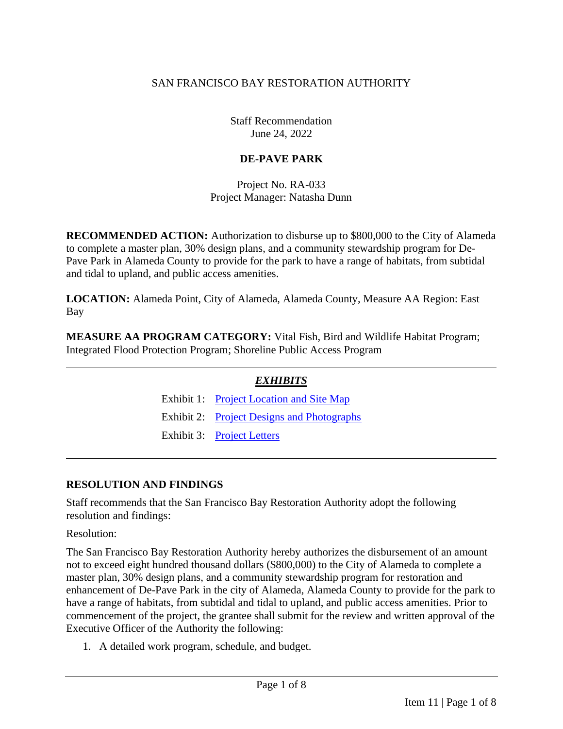SAN FRANCISCO BAY RESTORATION AUTHORITY

Staff Recommendation
June 24, 2022

# DE-PAVE PARK

Project No. RA-033
Project Manager: Natasha Dunn

**RECOMMENDED ACTION:** Authorization to disburse up to $800,000 to the City of Alameda to complete a master plan, 30% design plans, and a community stewardship program for De-Pave Park in Alameda County to provide for the park to have a range of habitats, from subtidal and tidal to upland, and public access amenities.

**LOCATION:** Alameda Point, City of Alameda, Alameda County, Measure AA Region: East Bay

**MEASURE AA PROGRAM CATEGORY:** Vital Fish, Bird and Wildlife Habitat Program; Integrated Flood Protection Program; Shoreline Public Access Program

---

***EXHIBITS***

Exhibit 1: Project Location and Site Map

Exhibit 2: Project Designs and Photographs

Exhibit 3: Project Letters

---

## RESOLUTION AND FINDINGS

Staff recommends that the San Francisco Bay Restoration Authority adopt the following resolution and findings:

Resolution:

The San Francisco Bay Restoration Authority hereby authorizes the disbursement of an amount not to exceed eight hundred thousand dollars ($800,000) to the City of Alameda to complete a master plan, 30% design plans, and a community stewardship program for restoration and enhancement of De-Pave Park in the city of Alameda, Alameda County to provide for the park to have a range of habitats, from subtidal and tidal to upland, and public access amenities. Prior to commencement of the project, the grantee shall submit for the review and written approval of the Executive Officer of the Authority the following:

1. A detailed work program, schedule, and budget.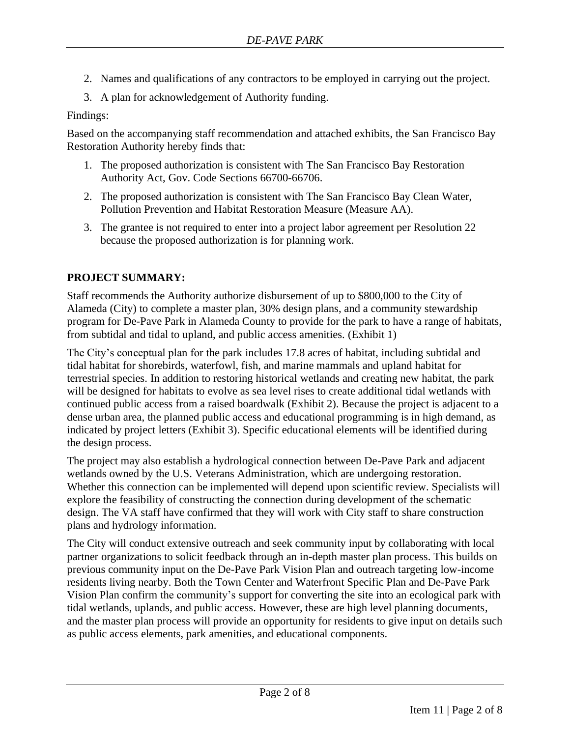2. Names and qualifications of any contractors to be employed in carrying out the project.
3. A plan for acknowledgement of Authority funding.

Findings:

Based on the accompanying staff recommendation and attached exhibits, the San Francisco Bay Restoration Authority hereby finds that:

1. The proposed authorization is consistent with The San Francisco Bay Restoration Authority Act, Gov. Code Sections 66700-66706.
2. The proposed authorization is consistent with The San Francisco Bay Clean Water, Pollution Prevention and Habitat Restoration Measure (Measure AA).
3. The grantee is not required to enter into a project labor agreement per Resolution 22 because the proposed authorization is for planning work.

**PROJECT SUMMARY:**

Staff recommends the Authority authorize disbursement of up to $800,000 to the City of Alameda (City) to complete a master plan, 30% design plans, and a community stewardship program for De-Pave Park in Alameda County to provide for the park to have a range of habitats, from subtidal and tidal to upland, and public access amenities. (Exhibit 1)

The City's conceptual plan for the park includes 17.8 acres of habitat, including subtidal and tidal habitat for shorebirds, waterfowl, fish, and marine mammals and upland habitat for terrestrial species. In addition to restoring historical wetlands and creating new habitat, the park will be designed for habitats to evolve as sea level rises to create additional tidal wetlands with continued public access from a raised boardwalk (Exhibit 2). Because the project is adjacent to a dense urban area, the planned public access and educational programming is in high demand, as indicated by project letters (Exhibit 3). Specific educational elements will be identified during the design process.

The project may also establish a hydrological connection between De-Pave Park and adjacent wetlands owned by the U.S. Veterans Administration, which are undergoing restoration. Whether this connection can be implemented will depend upon scientific review. Specialists will explore the feasibility of constructing the connection during development of the schematic design. The VA staff have confirmed that they will work with City staff to share construction plans and hydrology information.

The City will conduct extensive outreach and seek community input by collaborating with local partner organizations to solicit feedback through an in-depth master plan process. This builds on previous community input on the De-Pave Park Vision Plan and outreach targeting low-income residents living nearby. Both the Town Center and Waterfront Specific Plan and De-Pave Park Vision Plan confirm the community's support for converting the site into an ecological park with tidal wetlands, uplands, and public access. However, these are high level planning documents, and the master plan process will provide an opportunity for residents to give input on details such as public access elements, park amenities, and educational components.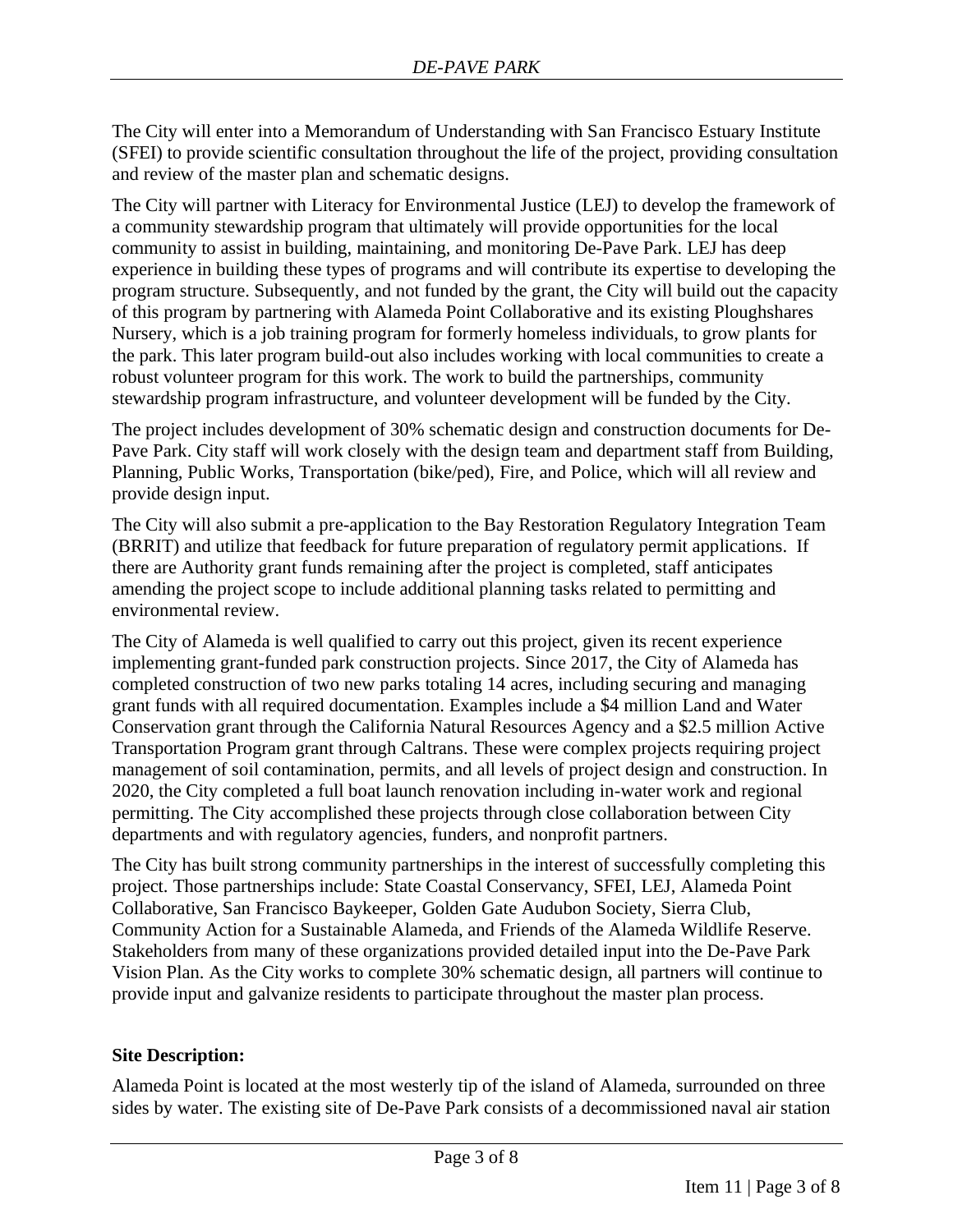The City will enter into a Memorandum of Understanding with San Francisco Estuary Institute (SFEI) to provide scientific consultation throughout the life of the project, providing consultation and review of the master plan and schematic designs.

The City will partner with Literacy for Environmental Justice (LEJ) to develop the framework of a community stewardship program that ultimately will provide opportunities for the local community to assist in building, maintaining, and monitoring De-Pave Park. LEJ has deep experience in building these types of programs and will contribute its expertise to developing the program structure. Subsequently, and not funded by the grant, the City will build out the capacity of this program by partnering with Alameda Point Collaborative and its existing Ploughshares Nursery, which is a job training program for formerly homeless individuals, to grow plants for the park. This later program build-out also includes working with local communities to create a robust volunteer program for this work. The work to build the partnerships, community stewardship program infrastructure, and volunteer development will be funded by the City.

The project includes development of 30% schematic design and construction documents for De-Pave Park. City staff will work closely with the design team and department staff from Building, Planning, Public Works, Transportation (bike/ped), Fire, and Police, which will all review and provide design input.

The City will also submit a pre-application to the Bay Restoration Regulatory Integration Team (BRRIT) and utilize that feedback for future preparation of regulatory permit applications. If there are Authority grant funds remaining after the project is completed, staff anticipates amending the project scope to include additional planning tasks related to permitting and environmental review.

The City of Alameda is well qualified to carry out this project, given its recent experience implementing grant-funded park construction projects. Since 2017, the City of Alameda has completed construction of two new parks totaling 14 acres, including securing and managing grant funds with all required documentation. Examples include a $4 million Land and Water Conservation grant through the California Natural Resources Agency and a $2.5 million Active Transportation Program grant through Caltrans. These were complex projects requiring project management of soil contamination, permits, and all levels of project design and construction. In 2020, the City completed a full boat launch renovation including in-water work and regional permitting. The City accomplished these projects through close collaboration between City departments and with regulatory agencies, funders, and nonprofit partners.

The City has built strong community partnerships in the interest of successfully completing this project. Those partnerships include: State Coastal Conservancy, SFEI, LEJ, Alameda Point Collaborative, San Francisco Baykeeper, Golden Gate Audubon Society, Sierra Club, Community Action for a Sustainable Alameda, and Friends of the Alameda Wildlife Reserve. Stakeholders from many of these organizations provided detailed input into the De-Pave Park Vision Plan. As the City works to complete 30% schematic design, all partners will continue to provide input and galvanize residents to participate throughout the master plan process.

**Site Description:**

Alameda Point is located at the most westerly tip of the island of Alameda, surrounded on three sides by water. The existing site of De-Pave Park consists of a decommissioned naval air station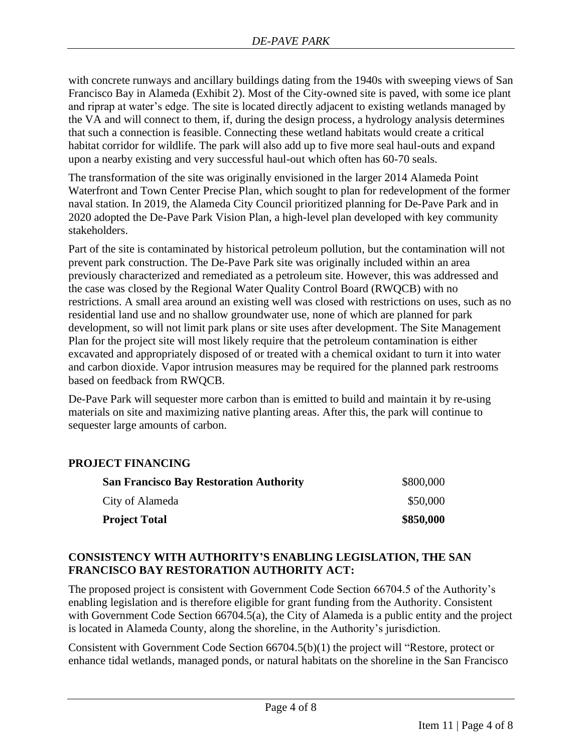with concrete runways and ancillary buildings dating from the 1940s with sweeping views of San Francisco Bay in Alameda (Exhibit 2). Most of the City-owned site is paved, with some ice plant and riprap at water's edge. The site is located directly adjacent to existing wetlands managed by the VA and will connect to them, if, during the design process, a hydrology analysis determines that such a connection is feasible. Connecting these wetland habitats would create a critical habitat corridor for wildlife. The park will also add up to five more seal haul-outs and expand upon a nearby existing and very successful haul-out which often has 60-70 seals.

The transformation of the site was originally envisioned in the larger 2014 Alameda Point Waterfront and Town Center Precise Plan, which sought to plan for redevelopment of the former naval station. In 2019, the Alameda City Council prioritized planning for De-Pave Park and in 2020 adopted the De-Pave Park Vision Plan, a high-level plan developed with key community stakeholders.

Part of the site is contaminated by historical petroleum pollution, but the contamination will not prevent park construction. The De-Pave Park site was originally included within an area previously characterized and remediated as a petroleum site. However, this was addressed and the case was closed by the Regional Water Quality Control Board (RWQCB) with no restrictions. A small area around an existing well was closed with restrictions on uses, such as no residential land use and no shallow groundwater use, none of which are planned for park development, so will not limit park plans or site uses after development. The Site Management Plan for the project site will most likely require that the petroleum contamination is either excavated and appropriately disposed of or treated with a chemical oxidant to turn it into water and carbon dioxide. Vapor intrusion measures may be required for the planned park restrooms based on feedback from RWQCB.

De-Pave Park will sequester more carbon than is emitted to build and maintain it by re-using materials on site and maximizing native planting areas. After this, the park will continue to sequester large amounts of carbon.

## PROJECT FINANCING

| | |
|---|---|
| **San Francisco Bay Restoration Authority** | $800,000 |
| City of Alameda | $50,000 |
| **Project Total** | **$850,000** |

## CONSISTENCY WITH AUTHORITY'S ENABLING LEGISLATION, THE SAN FRANCISCO BAY RESTORATION AUTHORITY ACT:

The proposed project is consistent with Government Code Section 66704.5 of the Authority's enabling legislation and is therefore eligible for grant funding from the Authority. Consistent with Government Code Section 66704.5(a), the City of Alameda is a public entity and the project is located in Alameda County, along the shoreline, in the Authority's jurisdiction.

Consistent with Government Code Section 66704.5(b)(1) the project will "Restore, protect or enhance tidal wetlands, managed ponds, or natural habitats on the shoreline in the San Francisco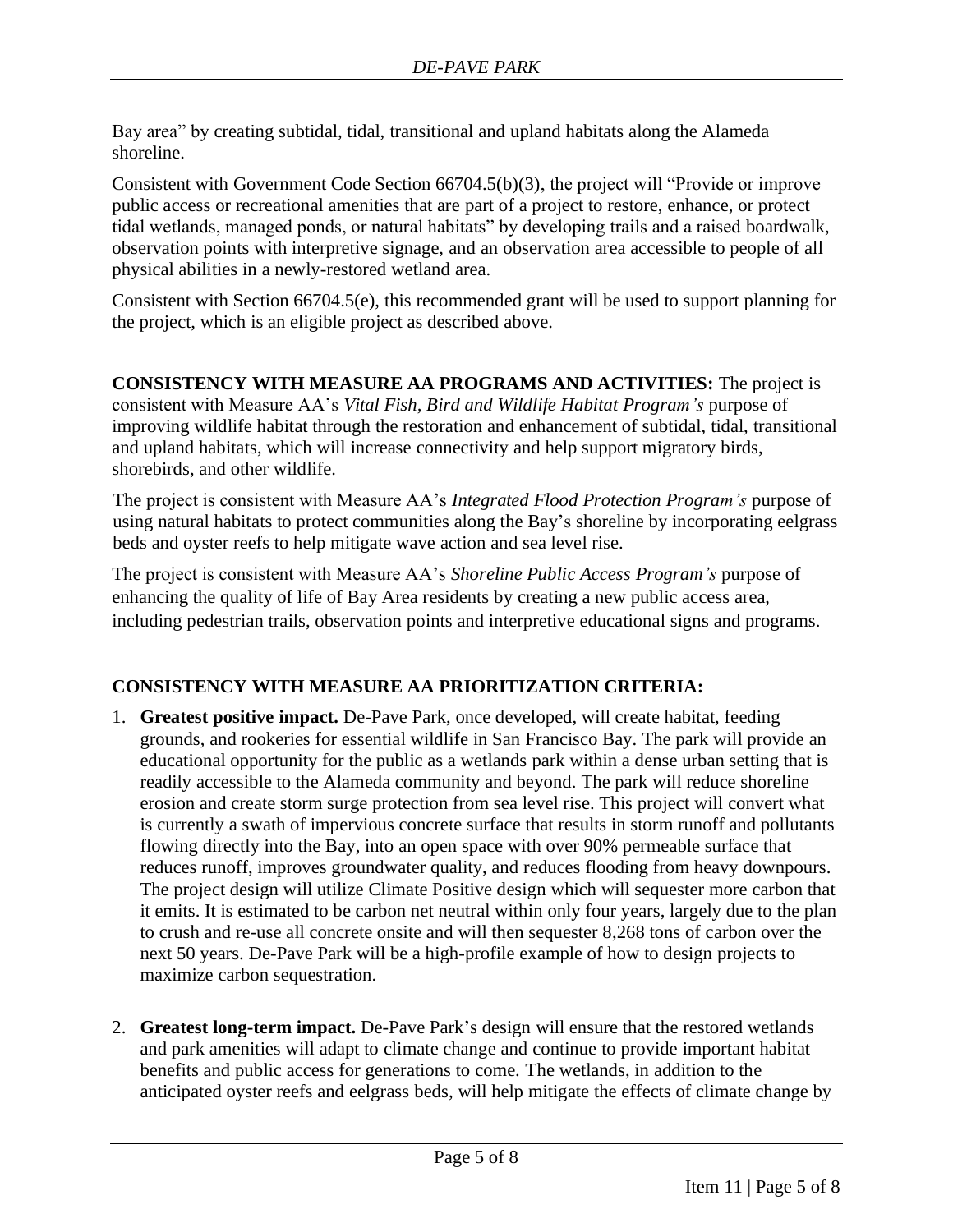Bay area" by creating subtidal, tidal, transitional and upland habitats along the Alameda shoreline.

Consistent with Government Code Section 66704.5(b)(3), the project will "Provide or improve public access or recreational amenities that are part of a project to restore, enhance, or protect tidal wetlands, managed ponds, or natural habitats" by developing trails and a raised boardwalk, observation points with interpretive signage, and an observation area accessible to people of all physical abilities in a newly-restored wetland area.

Consistent with Section 66704.5(e), this recommended grant will be used to support planning for the project, which is an eligible project as described above.

**CONSISTENCY WITH MEASURE AA PROGRAMS AND ACTIVITIES:** The project is consistent with Measure AA's *Vital Fish, Bird and Wildlife Habitat Program's* purpose of improving wildlife habitat through the restoration and enhancement of subtidal, tidal, transitional and upland habitats, which will increase connectivity and help support migratory birds, shorebirds, and other wildlife.

The project is consistent with Measure AA's *Integrated Flood Protection Program's* purpose of using natural habitats to protect communities along the Bay's shoreline by incorporating eelgrass beds and oyster reefs to help mitigate wave action and sea level rise.

The project is consistent with Measure AA's *Shoreline Public Access Program's* purpose of enhancing the quality of life of Bay Area residents by creating a new public access area, including pedestrian trails, observation points and interpretive educational signs and programs.

**CONSISTENCY WITH MEASURE AA PRIORITIZATION CRITERIA:**

1. **Greatest positive impact.** De-Pave Park, once developed, will create habitat, feeding grounds, and rookeries for essential wildlife in San Francisco Bay. The park will provide an educational opportunity for the public as a wetlands park within a dense urban setting that is readily accessible to the Alameda community and beyond. The park will reduce shoreline erosion and create storm surge protection from sea level rise. This project will convert what is currently a swath of impervious concrete surface that results in storm runoff and pollutants flowing directly into the Bay, into an open space with over 90% permeable surface that reduces runoff, improves groundwater quality, and reduces flooding from heavy downpours. The project design will utilize Climate Positive design which will sequester more carbon that it emits. It is estimated to be carbon net neutral within only four years, largely due to the plan to crush and re-use all concrete onsite and will then sequester 8,268 tons of carbon over the next 50 years. De-Pave Park will be a high-profile example of how to design projects to maximize carbon sequestration.

2. **Greatest long-term impact.** De-Pave Park's design will ensure that the restored wetlands and park amenities will adapt to climate change and continue to provide important habitat benefits and public access for generations to come. The wetlands, in addition to the anticipated oyster reefs and eelgrass beds, will help mitigate the effects of climate change by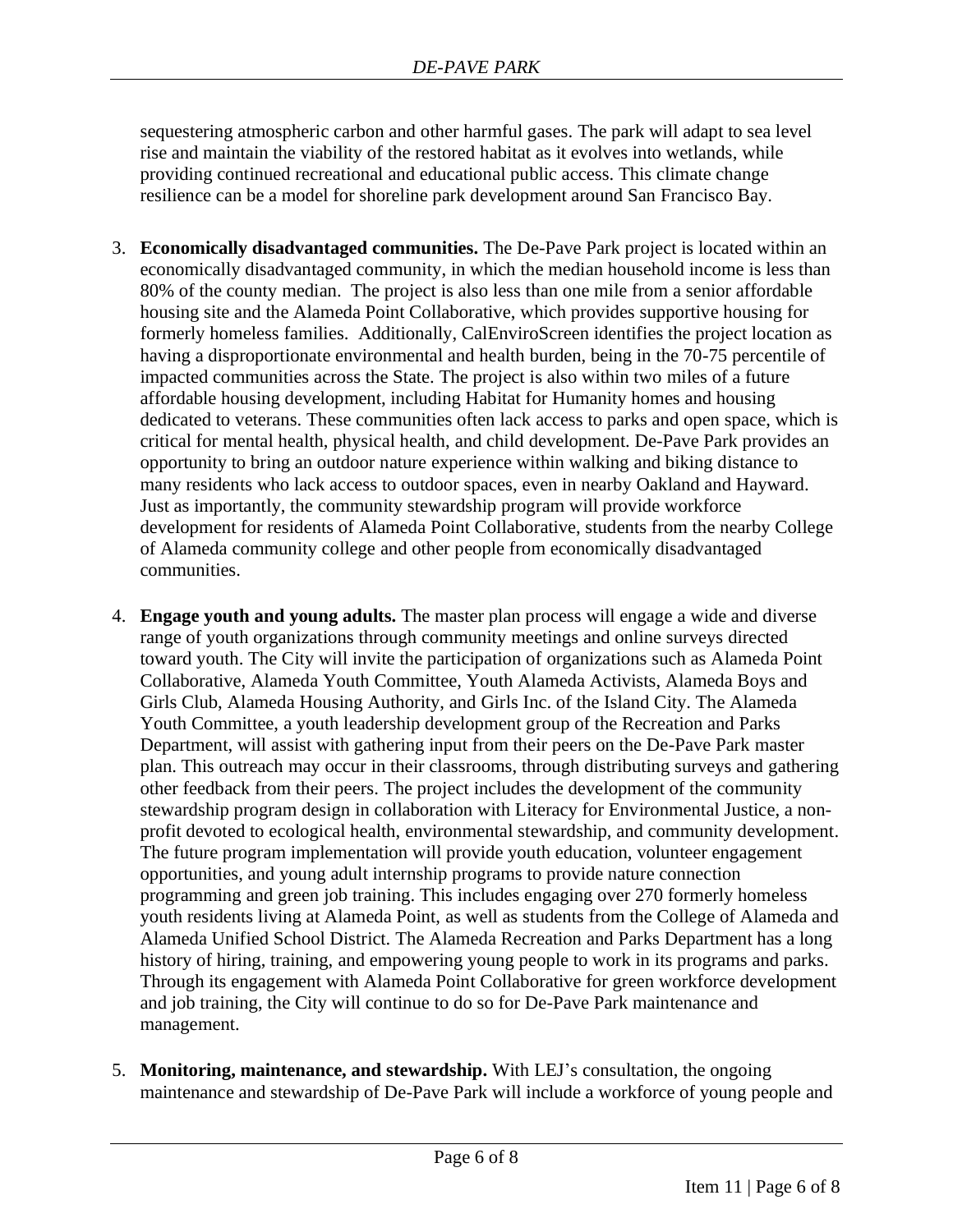sequestering atmospheric carbon and other harmful gases. The park will adapt to sea level rise and maintain the viability of the restored habitat as it evolves into wetlands, while providing continued recreational and educational public access. This climate change resilience can be a model for shoreline park development around San Francisco Bay.

3. **Economically disadvantaged communities.** The De-Pave Park project is located within an economically disadvantaged community, in which the median household income is less than 80% of the county median. The project is also less than one mile from a senior affordable housing site and the Alameda Point Collaborative, which provides supportive housing for formerly homeless families. Additionally, CalEnviroScreen identifies the project location as having a disproportionate environmental and health burden, being in the 70-75 percentile of impacted communities across the State. The project is also within two miles of a future affordable housing development, including Habitat for Humanity homes and housing dedicated to veterans. These communities often lack access to parks and open space, which is critical for mental health, physical health, and child development. De-Pave Park provides an opportunity to bring an outdoor nature experience within walking and biking distance to many residents who lack access to outdoor spaces, even in nearby Oakland and Hayward. Just as importantly, the community stewardship program will provide workforce development for residents of Alameda Point Collaborative, students from the nearby College of Alameda community college and other people from economically disadvantaged communities.

4. **Engage youth and young adults.** The master plan process will engage a wide and diverse range of youth organizations through community meetings and online surveys directed toward youth. The City will invite the participation of organizations such as Alameda Point Collaborative, Alameda Youth Committee, Youth Alameda Activists, Alameda Boys and Girls Club, Alameda Housing Authority, and Girls Inc. of the Island City. The Alameda Youth Committee, a youth leadership development group of the Recreation and Parks Department, will assist with gathering input from their peers on the De-Pave Park master plan. This outreach may occur in their classrooms, through distributing surveys and gathering other feedback from their peers. The project includes the development of the community stewardship program design in collaboration with Literacy for Environmental Justice, a non-profit devoted to ecological health, environmental stewardship, and community development. The future program implementation will provide youth education, volunteer engagement opportunities, and young adult internship programs to provide nature connection programming and green job training. This includes engaging over 270 formerly homeless youth residents living at Alameda Point, as well as students from the College of Alameda and Alameda Unified School District. The Alameda Recreation and Parks Department has a long history of hiring, training, and empowering young people to work in its programs and parks. Through its engagement with Alameda Point Collaborative for green workforce development and job training, the City will continue to do so for De-Pave Park maintenance and management.

5. **Monitoring, maintenance, and stewardship.** With LEJ's consultation, the ongoing maintenance and stewardship of De-Pave Park will include a workforce of young people and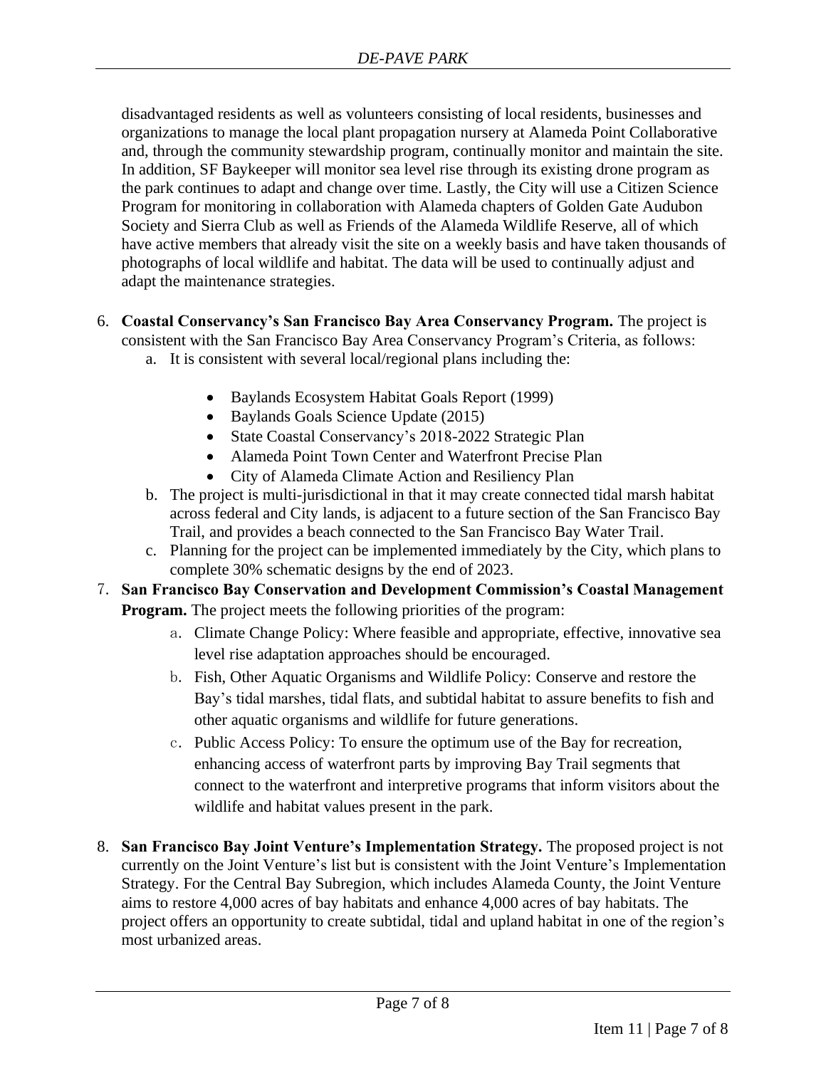disadvantaged residents as well as volunteers consisting of local residents, businesses and organizations to manage the local plant propagation nursery at Alameda Point Collaborative and, through the community stewardship program, continually monitor and maintain the site. In addition, SF Baykeeper will monitor sea level rise through its existing drone program as the park continues to adapt and change over time. Lastly, the City will use a Citizen Science Program for monitoring in collaboration with Alameda chapters of Golden Gate Audubon Society and Sierra Club as well as Friends of the Alameda Wildlife Reserve, all of which have active members that already visit the site on a weekly basis and have taken thousands of photographs of local wildlife and habitat. The data will be used to continually adjust and adapt the maintenance strategies.

6. **Coastal Conservancy's San Francisco Bay Area Conservancy Program.** The project is consistent with the San Francisco Bay Area Conservancy Program's Criteria, as follows:
   a. It is consistent with several local/regional plans including the:
      - Baylands Ecosystem Habitat Goals Report (1999)
      - Baylands Goals Science Update (2015)
      - State Coastal Conservancy's 2018-2022 Strategic Plan
      - Alameda Point Town Center and Waterfront Precise Plan
      - City of Alameda Climate Action and Resiliency Plan
   
   b. The project is multi-jurisdictional in that it may create connected tidal marsh habitat across federal and City lands, is adjacent to a future section of the San Francisco Bay Trail, and provides a beach connected to the San Francisco Bay Water Trail.
   c. Planning for the project can be implemented immediately by the City, which plans to complete 30% schematic designs by the end of 2023.
7. **San Francisco Bay Conservation and Development Commission's Coastal Management Program.** The project meets the following priorities of the program:
   a. Climate Change Policy: Where feasible and appropriate, effective, innovative sea level rise adaptation approaches should be encouraged.
   b. Fish, Other Aquatic Organisms and Wildlife Policy: Conserve and restore the Bay's tidal marshes, tidal flats, and subtidal habitat to assure benefits to fish and other aquatic organisms and wildlife for future generations.
   c. Public Access Policy: To ensure the optimum use of the Bay for recreation, enhancing access of waterfront parts by improving Bay Trail segments that connect to the waterfront and interpretive programs that inform visitors about the wildlife and habitat values present in the park.
8. **San Francisco Bay Joint Venture's Implementation Strategy.** The proposed project is not currently on the Joint Venture's list but is consistent with the Joint Venture's Implementation Strategy. For the Central Bay Subregion, which includes Alameda County, the Joint Venture aims to restore 4,000 acres of bay habitats and enhance 4,000 acres of bay habitats. The project offers an opportunity to create subtidal, tidal and upland habitat in one of the region's most urbanized areas.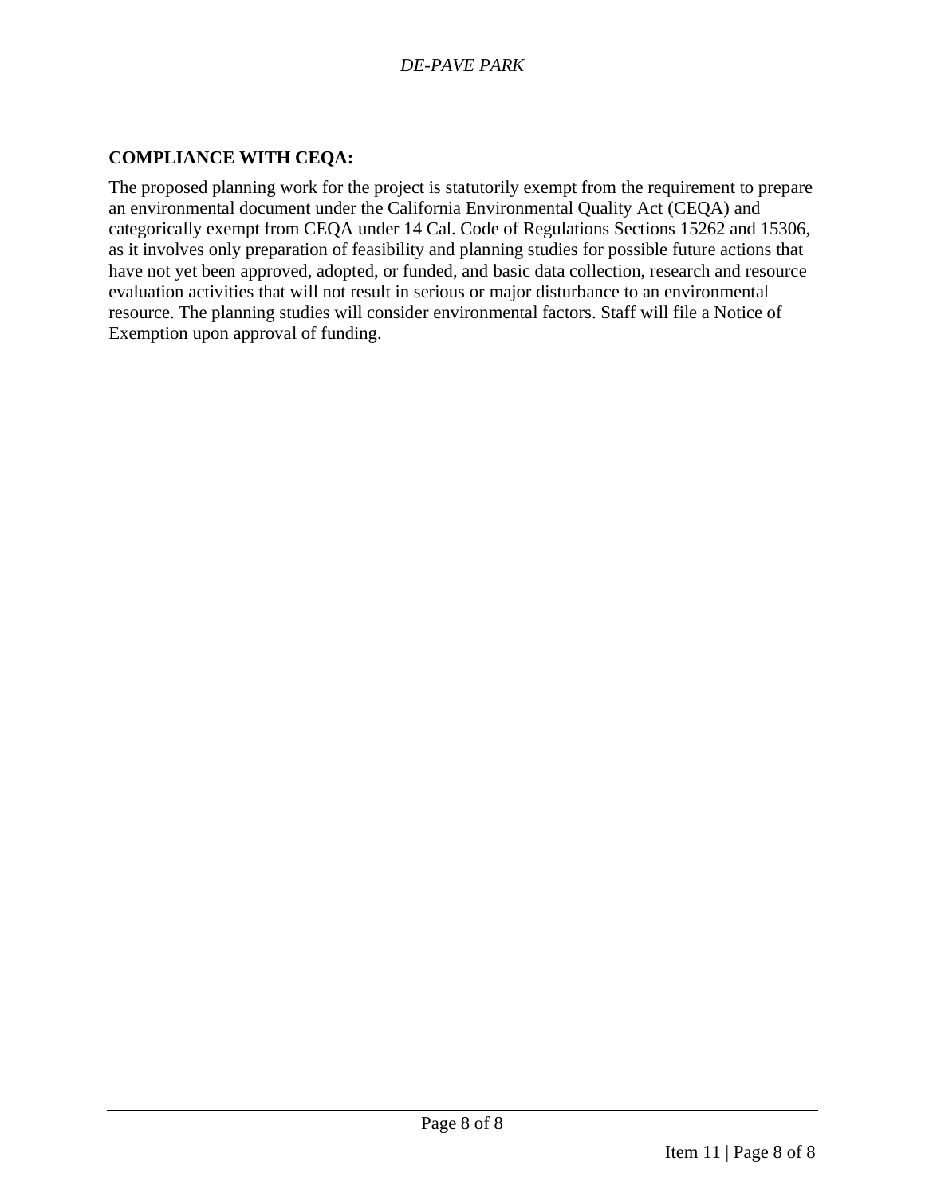**COMPLIANCE WITH CEQA:**

The proposed planning work for the project is statutorily exempt from the requirement to prepare an environmental document under the California Environmental Quality Act (CEQA) and categorically exempt from CEQA under 14 Cal. Code of Regulations Sections 15262 and 15306, as it involves only preparation of feasibility and planning studies for possible future actions that have not yet been approved, adopted, or funded, and basic data collection, research and resource evaluation activities that will not result in serious or major disturbance to an environmental resource. The planning studies will consider environmental factors. Staff will file a Notice of Exemption upon approval of funding.